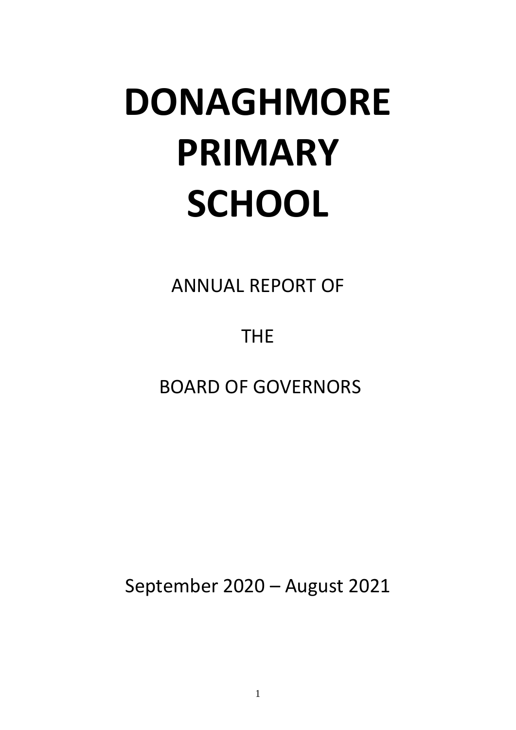# DONAGHMORE PRIMARY SCHOOL

ANNUAL REPORT OF

THE

BOARD OF GOVERNORS

September 2020 – August 2021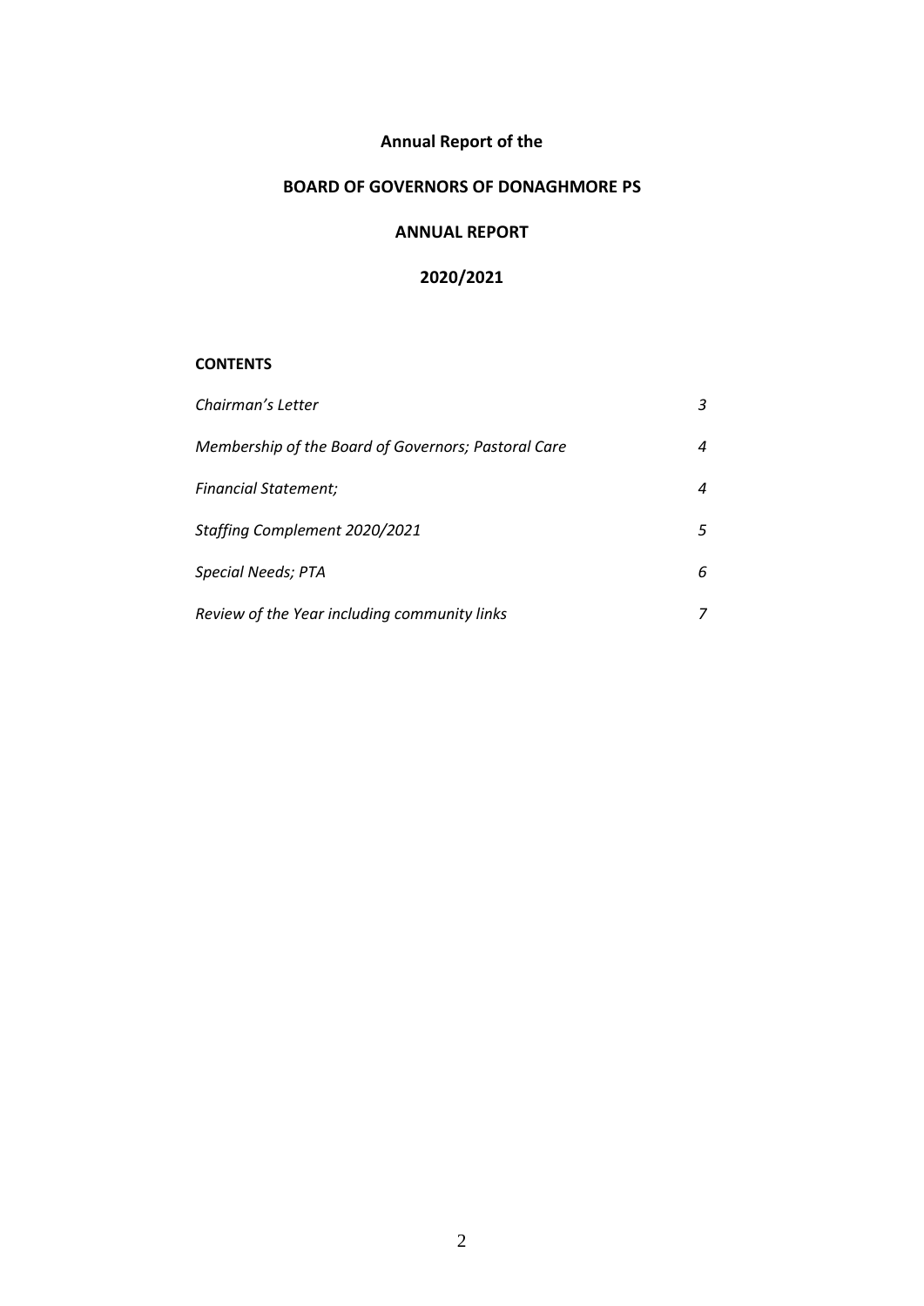**Annual Report of the**

**BOARD OF GOVERNORS OF DONAGHMORE PS**

**ANNUAL REPORT**

**2020/2021**

**CONTENTS**

| | |
|---|---|
| *Chairman's Letter* | *3* |
| *Membership of the Board of Governors; Pastoral Care* | *4* |
| *Financial Statement;* | *4* |
| *Staffing Complement 2020/2021* | *5* |
| *Special Needs; PTA* | *6* |
| *Review of the Year including community links* | *7* |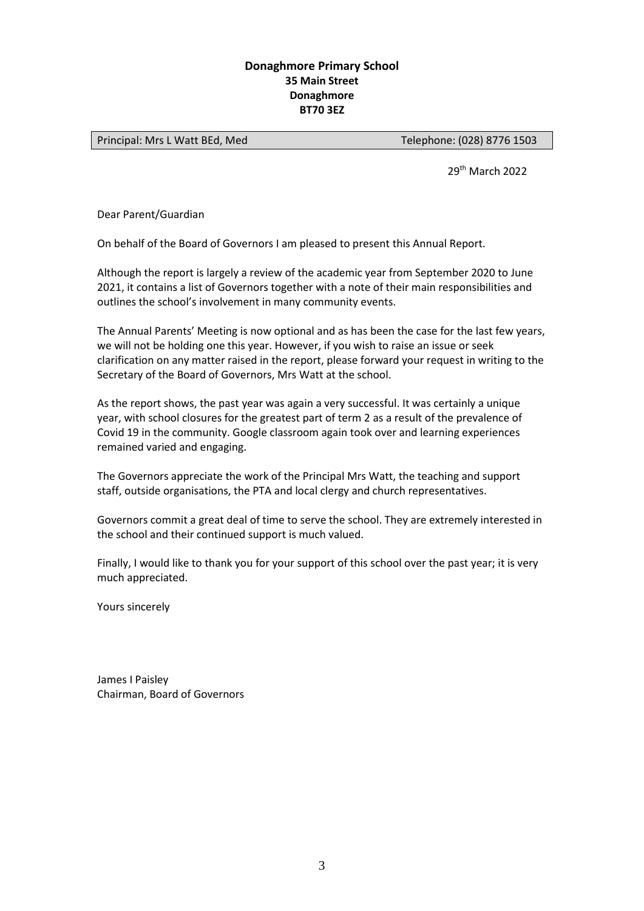**Donaghmore Primary School**
**35 Main Street**
**Donaghmore**
**BT70 3EZ**

| Principal: Mrs L Watt BEd, Med | Telephone: (028) 8776 1503 |
|---|---|

29th March 2022

Dear Parent/Guardian

On behalf of the Board of Governors I am pleased to present this Annual Report.

Although the report is largely a review of the academic year from September 2020 to June 2021, it contains a list of Governors together with a note of their main responsibilities and outlines the school's involvement in many community events.

The Annual Parents' Meeting is now optional and as has been the case for the last few years, we will not be holding one this year. However, if you wish to raise an issue or seek clarification on any matter raised in the report, please forward your request in writing to the Secretary of the Board of Governors, Mrs Watt at the school.

As the report shows, the past year was again a very successful. It was certainly a unique year, with school closures for the greatest part of term 2 as a result of the prevalence of Covid 19 in the community. Google classroom again took over and learning experiences remained varied and engaging.

The Governors appreciate the work of the Principal Mrs Watt, the teaching and support staff, outside organisations, the PTA and local clergy and church representatives.

Governors commit a great deal of time to serve the school. They are extremely interested in the school and their continued support is much valued.

Finally, I would like to thank you for your support of this school over the past year; it is very much appreciated.

Yours sincerely

James I Paisley
Chairman, Board of Governors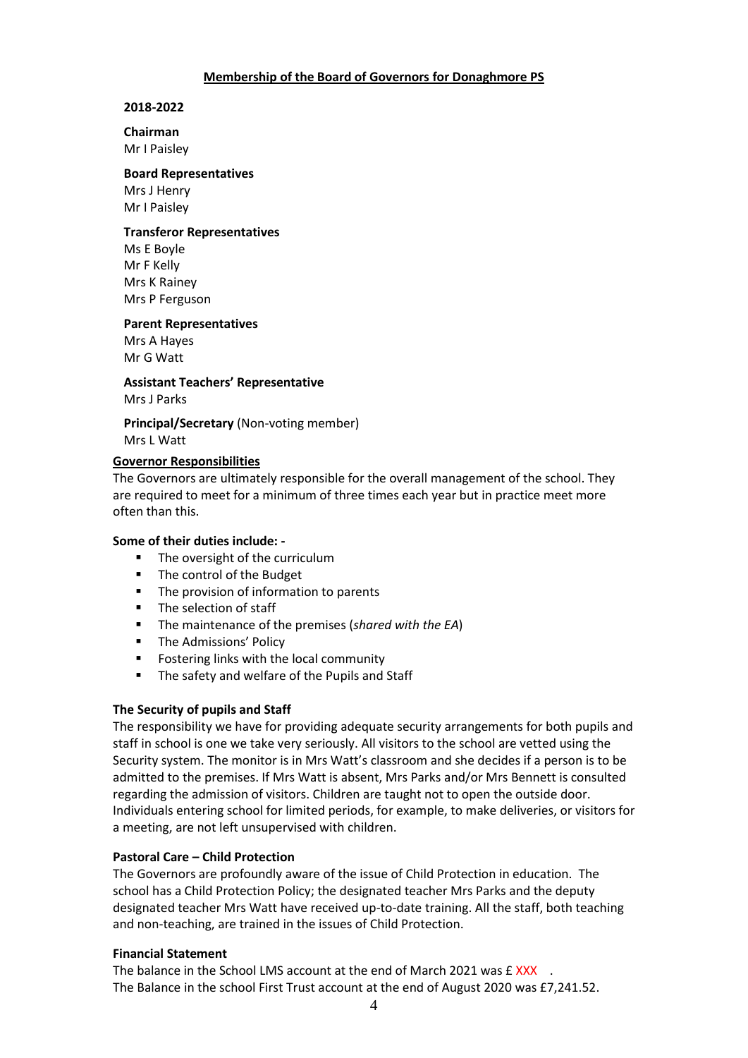## Membership of the Board of Governors for Donaghmore PS

**2018-2022**

**Chairman**
Mr I Paisley

**Board Representatives**
Mrs J Henry
Mr I Paisley

**Transferor Representatives**
Ms E Boyle
Mr F Kelly
Mrs K Rainey
Mrs P Ferguson

**Parent Representatives**
Mrs A Hayes
Mr G Watt

**Assistant Teachers' Representative**
Mrs J Parks

**Principal/Secretary** (Non-voting member)
Mrs L Watt

### Governor Responsibilities

The Governors are ultimately responsible for the overall management of the school. They are required to meet for a minimum of three times each year but in practice meet more often than this.

**Some of their duties include: -**

- The oversight of the curriculum
- The control of the Budget
- The provision of information to parents
- The selection of staff
- The maintenance of the premises (*shared with the EA*)
- The Admissions' Policy
- Fostering links with the local community
- The safety and welfare of the Pupils and Staff

**The Security of pupils and Staff**

The responsibility we have for providing adequate security arrangements for both pupils and staff in school is one we take very seriously. All visitors to the school are vetted using the Security system. The monitor is in Mrs Watt's classroom and she decides if a person is to be admitted to the premises. If Mrs Watt is absent, Mrs Parks and/or Mrs Bennett is consulted regarding the admission of visitors. Children are taught not to open the outside door. Individuals entering school for limited periods, for example, to make deliveries, or visitors for a meeting, are not left unsupervised with children.

**Pastoral Care – Child Protection**

The Governors are profoundly aware of the issue of Child Protection in education. The school has a Child Protection Policy; the designated teacher Mrs Parks and the deputy designated teacher Mrs Watt have received up-to-date training. All the staff, both teaching and non-teaching, are trained in the issues of Child Protection.

**Financial Statement**

The balance in the School LMS account at the end of March 2021 was £ XXX .
The Balance in the school First Trust account at the end of August 2020 was £7,241.52.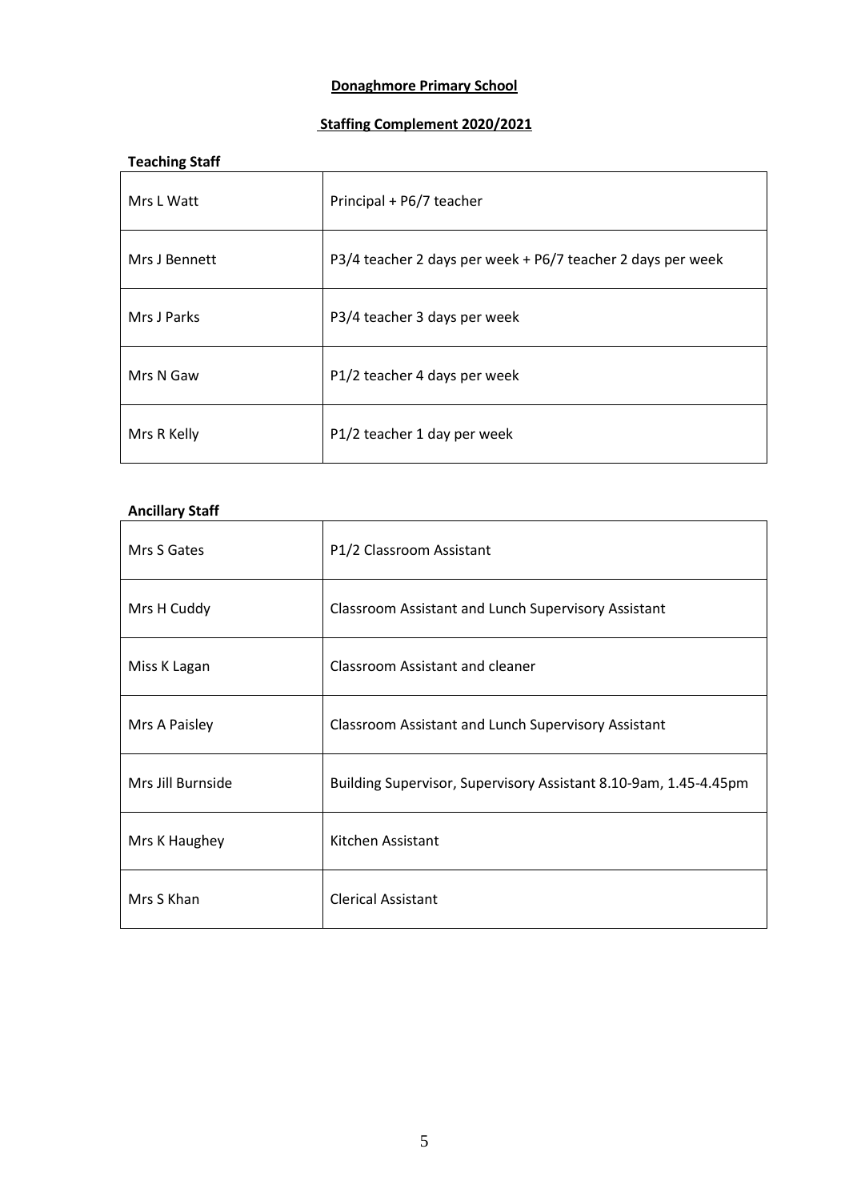# Donaghmore Primary School

## Staffing Complement 2020/2021

**Teaching Staff**

| | |
|---|---|
| Mrs L Watt | Principal + P6/7 teacher |
| Mrs J Bennett | P3/4 teacher 2 days per week + P6/7 teacher 2 days per week |
| Mrs J Parks | P3/4 teacher 3 days per week |
| Mrs N Gaw | P1/2 teacher 4 days per week |
| Mrs R Kelly | P1/2 teacher 1 day per week |

**Ancillary Staff**

| | |
|---|---|
| Mrs S Gates | P1/2 Classroom Assistant |
| Mrs H Cuddy | Classroom Assistant and Lunch Supervisory Assistant |
| Miss K Lagan | Classroom Assistant and cleaner |
| Mrs A Paisley | Classroom Assistant and Lunch Supervisory Assistant |
| Mrs Jill Burnside | Building Supervisor, Supervisory Assistant 8.10-9am, 1.45-4.45pm |
| Mrs K Haughey | Kitchen Assistant |
| Mrs S Khan | Clerical Assistant |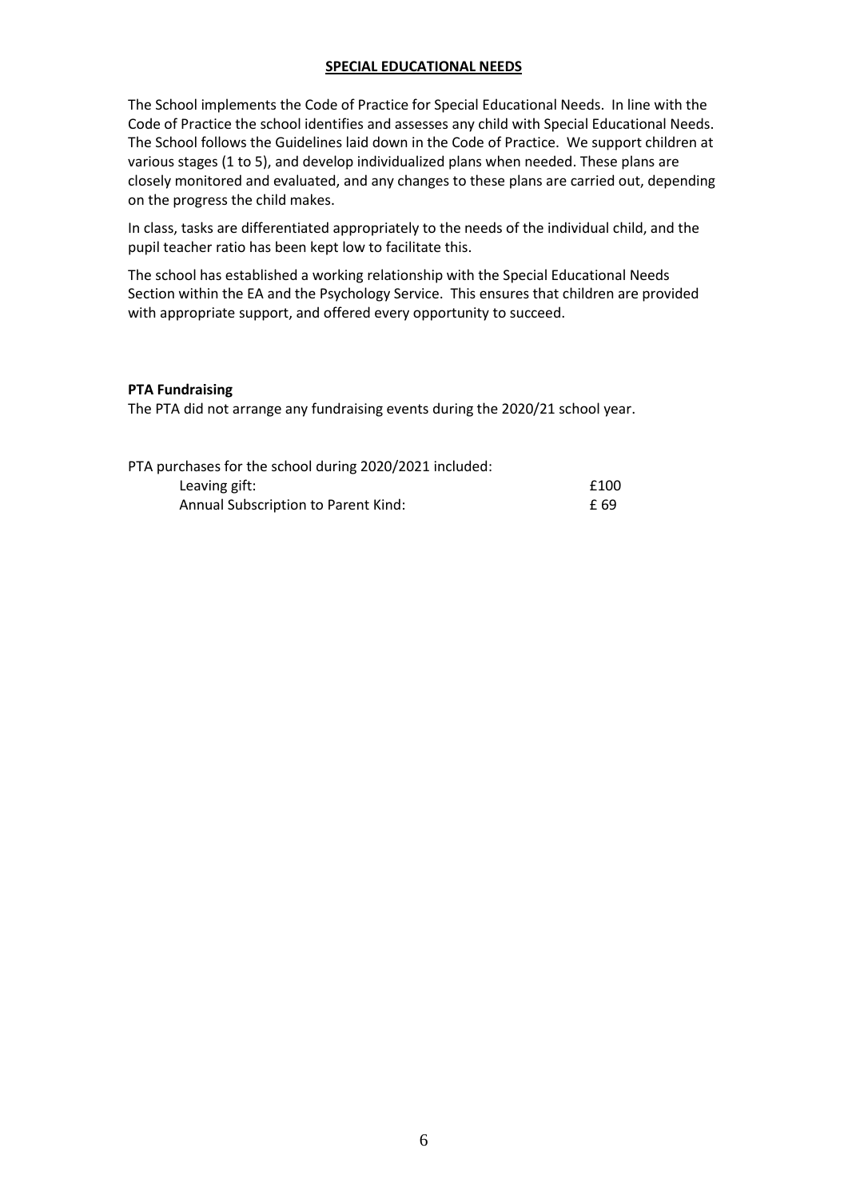## SPECIAL EDUCATIONAL NEEDS

The School implements the Code of Practice for Special Educational Needs. In line with the Code of Practice the school identifies and assesses any child with Special Educational Needs. The School follows the Guidelines laid down in the Code of Practice. We support children at various stages (1 to 5), and develop individualized plans when needed. These plans are closely monitored and evaluated, and any changes to these plans are carried out, depending on the progress the child makes.

In class, tasks are differentiated appropriately to the needs of the individual child, and the pupil teacher ratio has been kept low to facilitate this.

The school has established a working relationship with the Special Educational Needs Section within the EA and the Psychology Service. This ensures that children are provided with appropriate support, and offered every opportunity to succeed.

**PTA Fundraising**

The PTA did not arrange any fundraising events during the 2020/21 school year.

PTA purchases for the school during 2020/2021 included:

| | |
|---|---|
| Leaving gift: | £100 |
| Annual Subscription to Parent Kind: | £ 69 |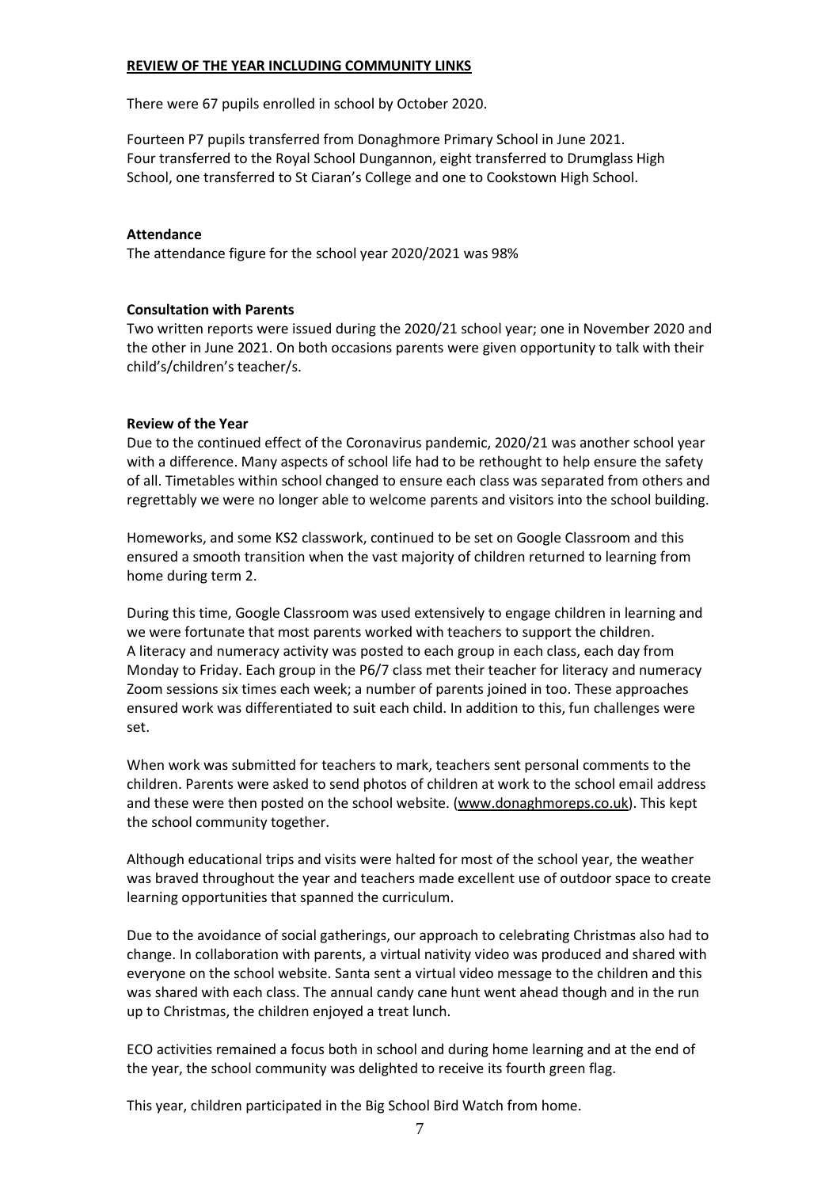## REVIEW OF THE YEAR INCLUDING COMMUNITY LINKS

There were 67 pupils enrolled in school by October 2020.

Fourteen P7 pupils transferred from Donaghmore Primary School in June 2021. Four transferred to the Royal School Dungannon, eight transferred to Drumglass High School, one transferred to St Ciaran's College and one to Cookstown High School.

### Attendance

The attendance figure for the school year 2020/2021 was 98%

### Consultation with Parents

Two written reports were issued during the 2020/21 school year; one in November 2020 and the other in June 2021. On both occasions parents were given opportunity to talk with their child's/children's teacher/s.

### Review of the Year

Due to the continued effect of the Coronavirus pandemic, 2020/21 was another school year with a difference. Many aspects of school life had to be rethought to help ensure the safety of all. Timetables within school changed to ensure each class was separated from others and regrettably we were no longer able to welcome parents and visitors into the school building.

Homeworks, and some KS2 classwork, continued to be set on Google Classroom and this ensured a smooth transition when the vast majority of children returned to learning from home during term 2.

During this time, Google Classroom was used extensively to engage children in learning and we were fortunate that most parents worked with teachers to support the children. A literacy and numeracy activity was posted to each group in each class, each day from Monday to Friday. Each group in the P6/7 class met their teacher for literacy and numeracy Zoom sessions six times each week; a number of parents joined in too. These approaches ensured work was differentiated to suit each child. In addition to this, fun challenges were set.

When work was submitted for teachers to mark, teachers sent personal comments to the children. Parents were asked to send photos of children at work to the school email address and these were then posted on the school website. (www.donaghmoreps.co.uk). This kept the school community together.

Although educational trips and visits were halted for most of the school year, the weather was braved throughout the year and teachers made excellent use of outdoor space to create learning opportunities that spanned the curriculum.

Due to the avoidance of social gatherings, our approach to celebrating Christmas also had to change. In collaboration with parents, a virtual nativity video was produced and shared with everyone on the school website. Santa sent a virtual video message to the children and this was shared with each class. The annual candy cane hunt went ahead though and in the run up to Christmas, the children enjoyed a treat lunch.

ECO activities remained a focus both in school and during home learning and at the end of the year, the school community was delighted to receive its fourth green flag.

This year, children participated in the Big School Bird Watch from home.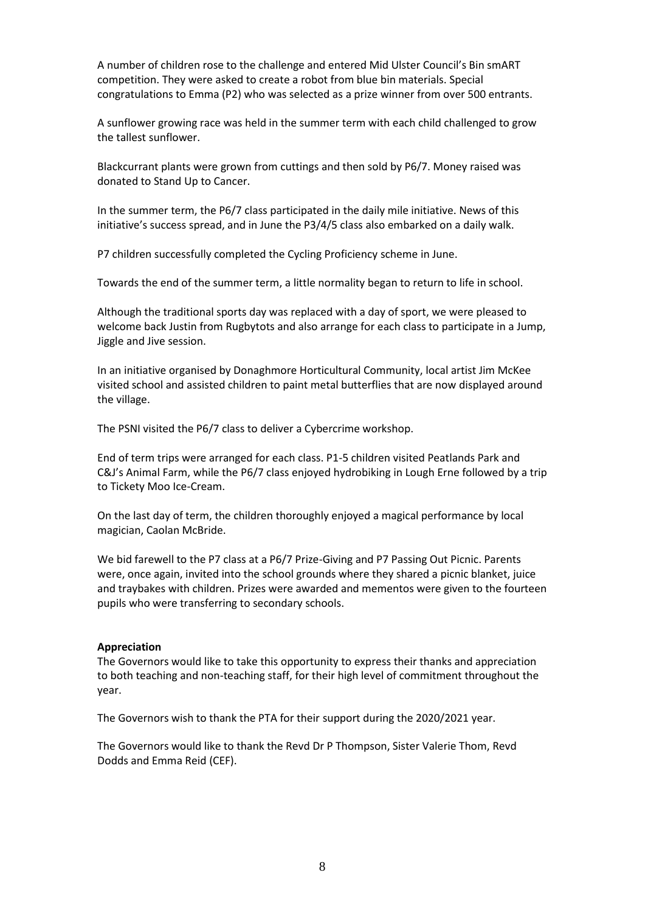A number of children rose to the challenge and entered Mid Ulster Council's Bin smART competition. They were asked to create a robot from blue bin materials. Special congratulations to Emma (P2) who was selected as a prize winner from over 500 entrants.

A sunflower growing race was held in the summer term with each child challenged to grow the tallest sunflower.

Blackcurrant plants were grown from cuttings and then sold by P6/7. Money raised was donated to Stand Up to Cancer.

In the summer term, the P6/7 class participated in the daily mile initiative. News of this initiative's success spread, and in June the P3/4/5 class also embarked on a daily walk.

P7 children successfully completed the Cycling Proficiency scheme in June.

Towards the end of the summer term, a little normality began to return to life in school.

Although the traditional sports day was replaced with a day of sport, we were pleased to welcome back Justin from Rugbytots and also arrange for each class to participate in a Jump, Jiggle and Jive session.

In an initiative organised by Donaghmore Horticultural Community, local artist Jim McKee visited school and assisted children to paint metal butterflies that are now displayed around the village.

The PSNI visited the P6/7 class to deliver a Cybercrime workshop.

End of term trips were arranged for each class. P1-5 children visited Peatlands Park and C&J's Animal Farm, while the P6/7 class enjoyed hydrobiking in Lough Erne followed by a trip to Tickety Moo Ice-Cream.

On the last day of term, the children thoroughly enjoyed a magical performance by local magician, Caolan McBride.

We bid farewell to the P7 class at a P6/7 Prize-Giving and P7 Passing Out Picnic. Parents were, once again, invited into the school grounds where they shared a picnic blanket, juice and traybakes with children. Prizes were awarded and mementos were given to the fourteen pupils who were transferring to secondary schools.

**Appreciation**

The Governors would like to take this opportunity to express their thanks and appreciation to both teaching and non-teaching staff, for their high level of commitment throughout the year.

The Governors wish to thank the PTA for their support during the 2020/2021 year.

The Governors would like to thank the Revd Dr P Thompson, Sister Valerie Thom, Revd Dodds and Emma Reid (CEF).